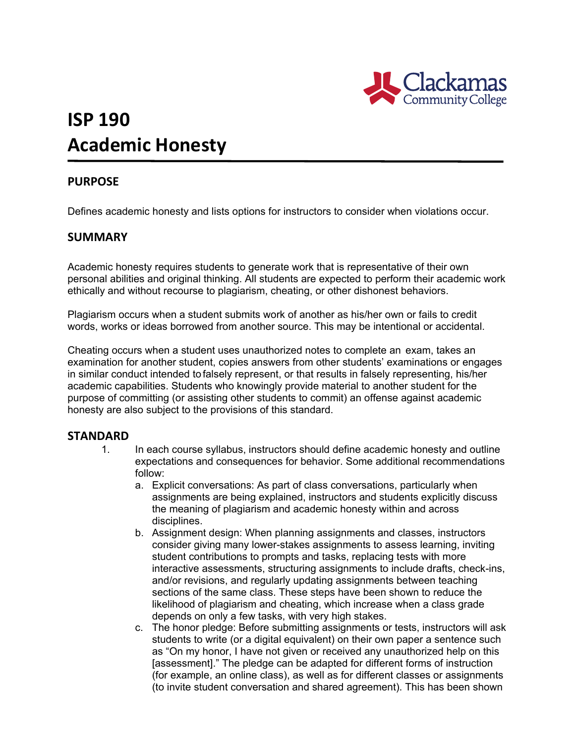# ISP 190
# Academic Honesty

## PURPOSE

Defines academic honesty and lists options for instructors to consider when violations occur.

## SUMMARY

Academic honesty requires students to generate work that is representative of their own personal abilities and original thinking. All students are expected to perform their academic work ethically and without recourse to plagiarism, cheating, or other dishonest behaviors.

Plagiarism occurs when a student submits work of another as his/her own or fails to credit words, works or ideas borrowed from another source. This may be intentional or accidental.

Cheating occurs when a student uses unauthorized notes to complete an exam, takes an examination for another student, copies answers from other students' examinations or engages in similar conduct intended to falsely represent, or that results in falsely representing, his/her academic capabilities. Students who knowingly provide material to another student for the purpose of committing (or assisting other students to commit) an offense against academic honesty are also subject to the provisions of this standard.

## STANDARD

1. In each course syllabus, instructors should define academic honesty and outline expectations and consequences for behavior. Some additional recommendations follow:
   a. Explicit conversations: As part of class conversations, particularly when assignments are being explained, instructors and students explicitly discuss the meaning of plagiarism and academic honesty within and across disciplines.
   b. Assignment design: When planning assignments and classes, instructors consider giving many lower-stakes assignments to assess learning, inviting student contributions to prompts and tasks, replacing tests with more interactive assessments, structuring assignments to include drafts, check-ins, and/or revisions, and regularly updating assignments between teaching sections of the same class. These steps have been shown to reduce the likelihood of plagiarism and cheating, which increase when a class grade depends on only a few tasks, with very high stakes.
   c. The honor pledge: Before submitting assignments or tests, instructors will ask students to write (or a digital equivalent) on their own paper a sentence such as "On my honor, I have not given or received any unauthorized help on this [assessment]." The pledge can be adapted for different forms of instruction (for example, an online class), as well as for different classes or assignments (to invite student conversation and shared agreement). This has been shown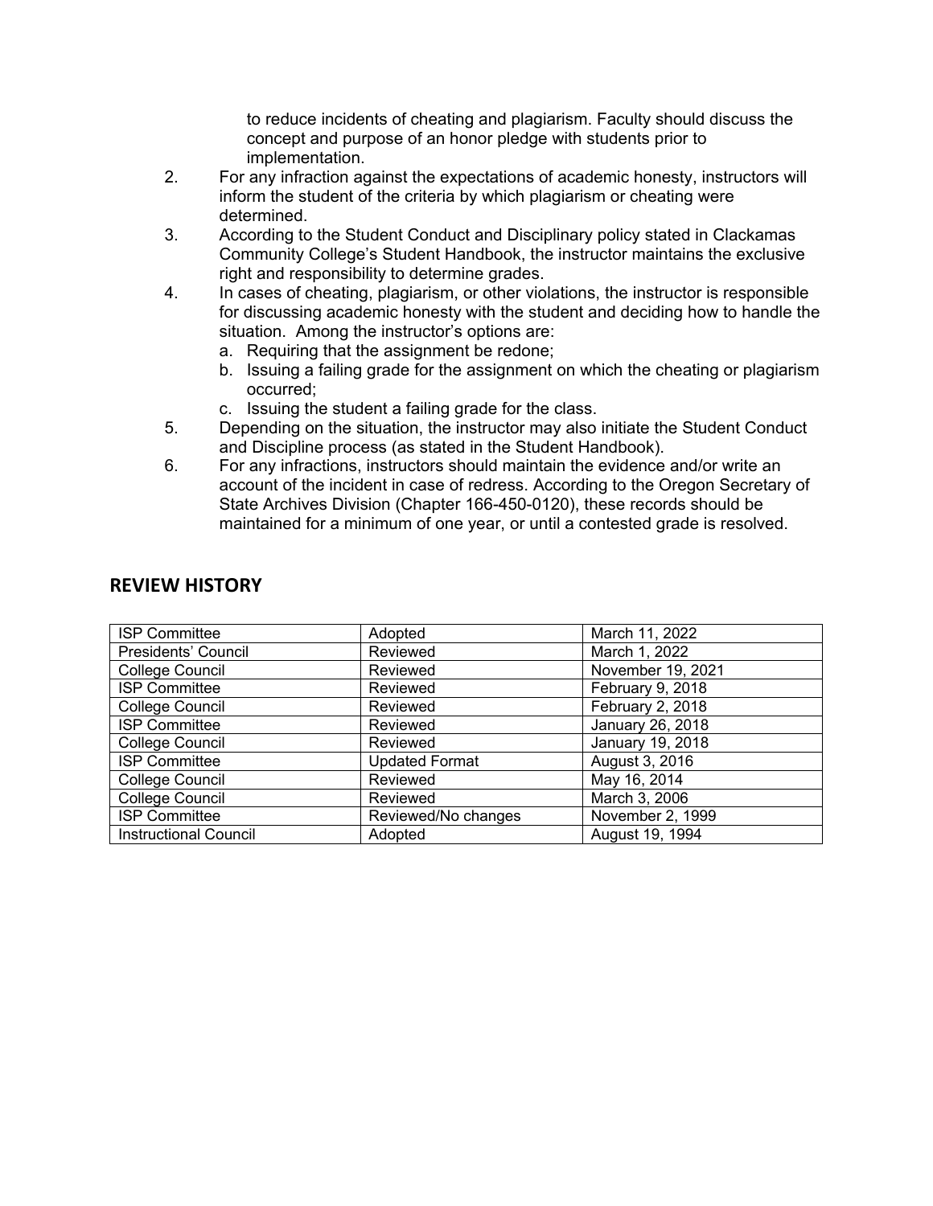to reduce incidents of cheating and plagiarism. Faculty should discuss the concept and purpose of an honor pledge with students prior to implementation.

2. For any infraction against the expectations of academic honesty, instructors will inform the student of the criteria by which plagiarism or cheating were determined.
3. According to the Student Conduct and Disciplinary policy stated in Clackamas Community College's Student Handbook, the instructor maintains the exclusive right and responsibility to determine grades.
4. In cases of cheating, plagiarism, or other violations, the instructor is responsible for discussing academic honesty with the student and deciding how to handle the situation. Among the instructor's options are:
   a. Requiring that the assignment be redone;
   b. Issuing a failing grade for the assignment on which the cheating or plagiarism occurred;
   c. Issuing the student a failing grade for the class.
5. Depending on the situation, the instructor may also initiate the Student Conduct and Discipline process (as stated in the Student Handbook).
6. For any infractions, instructors should maintain the evidence and/or write an account of the incident in case of redress. According to the Oregon Secretary of State Archives Division (Chapter 166-450-0120), these records should be maintained for a minimum of one year, or until a contested grade is resolved.

## REVIEW HISTORY

| | | |
|---|---|---|
| ISP Committee | Adopted | March 11, 2022 |
| Presidents' Council | Reviewed | March 1, 2022 |
| College Council | Reviewed | November 19, 2021 |
| ISP Committee | Reviewed | February 9, 2018 |
| College Council | Reviewed | February 2, 2018 |
| ISP Committee | Reviewed | January 26, 2018 |
| College Council | Reviewed | January 19, 2018 |
| ISP Committee | Updated Format | August 3, 2016 |
| College Council | Reviewed | May 16, 2014 |
| College Council | Reviewed | March 3, 2006 |
| ISP Committee | Reviewed/No changes | November 2, 1999 |
| Instructional Council | Adopted | August 19, 1994 |